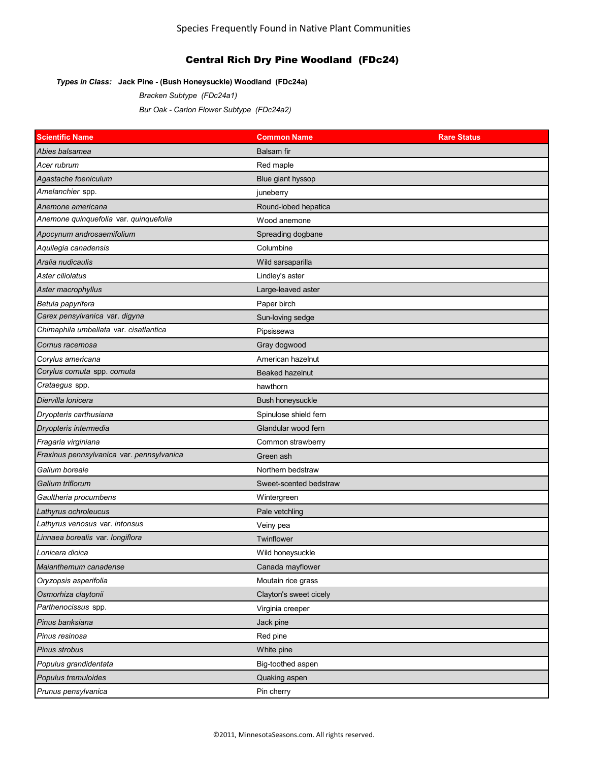Species Frequently Found in Native Plant Communities

## Central Rich Dry Pine Woodland (FDc24)

***Types in Class:*** **Jack Pine - (Bush Honeysuckle) Woodland (FDc24a)**

*Bracken Subtype (FDc24a1)*

*Bur Oak - Carion Flower Subtype (FDc24a2)*

| Scientific Name | Common Name | Rare Status |
|---|---|---|
| *Abies balsamea* | Balsam fir | |
| *Acer rubrum* | Red maple | |
| *Agastache foeniculum* | Blue giant hyssop | |
| *Amelanchier* spp. | juneberry | |
| *Anemone americana* | Round-lobed hepatica | |
| *Anemone quinquefolia* var. *quinquefolia* | Wood anemone | |
| *Apocynum androsaemifolium* | Spreading dogbane | |
| *Aquilegia canadensis* | Columbine | |
| *Aralia nudicaulis* | Wild sarsaparilla | |
| *Aster ciliolatus* | Lindley's aster | |
| *Aster macrophyllus* | Large-leaved aster | |
| *Betula papyrifera* | Paper birch | |
| *Carex pensylvanica* var. *digyna* | Sun-loving sedge | |
| *Chimaphila umbellata* var. *cisatlantica* | Pipsissewa | |
| *Cornus racemosa* | Gray dogwood | |
| *Corylus americana* | American hazelnut | |
| *Corylus cornuta* spp. *cornuta* | Beaked hazelnut | |
| *Crataegus* spp. | hawthorn | |
| *Diervilla lonicera* | Bush honeysuckle | |
| *Dryopteris carthusiana* | Spinulose shield fern | |
| *Dryopteris intermedia* | Glandular wood fern | |
| *Fragaria virginiana* | Common strawberry | |
| *Fraxinus pennsylvanica* var. *pennsylvanica* | Green ash | |
| *Galium boreale* | Northern bedstraw | |
| *Galium triflorum* | Sweet-scented bedstraw | |
| *Gaultheria procumbens* | Wintergreen | |
| *Lathyrus ochroleucus* | Pale vetchling | |
| *Lathyrus venosus* var. *intonsus* | Veiny pea | |
| *Linnaea borealis* var. *longiflora* | Twinflower | |
| *Lonicera dioica* | Wild honeysuckle | |
| *Maianthemum canadense* | Canada mayflower | |
| *Oryzopsis asperifolia* | Moutain rice grass | |
| *Osmorhiza claytonii* | Clayton's sweet cicely | |
| *Parthenocissus* spp. | Virginia creeper | |
| *Pinus banksiana* | Jack pine | |
| *Pinus resinosa* | Red pine | |
| *Pinus strobus* | White pine | |
| *Populus grandidentata* | Big-toothed aspen | |
| *Populus tremuloides* | Quaking aspen | |
| *Prunus pensylvanica* | Pin cherry | |

©2011, MinnesotaSeasons.com. All rights reserved.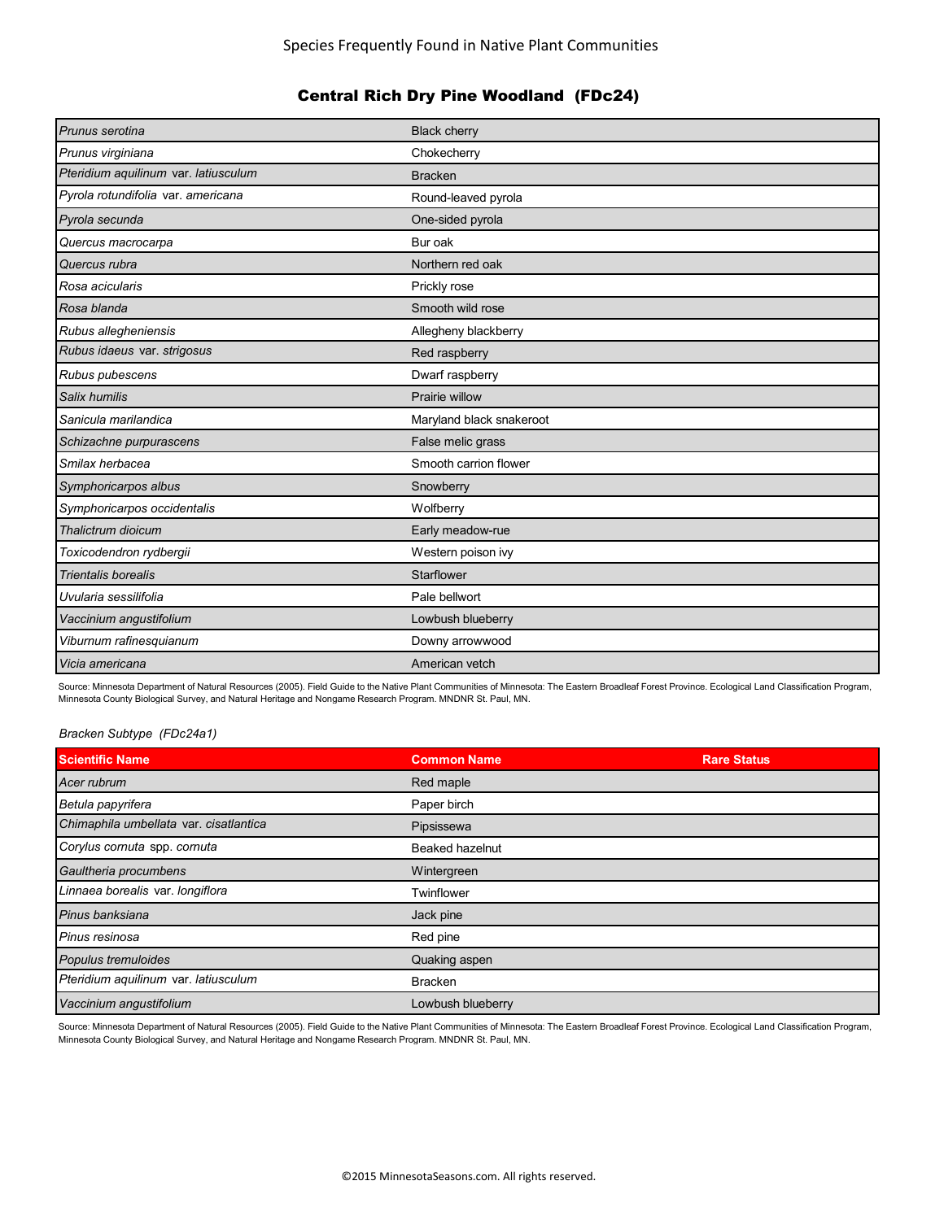Species Frequently Found in Native Plant Communities

## Central Rich Dry Pine Woodland (FDc24)

| | |
|---|---|
| *Prunus serotina* | Black cherry |
| *Prunus virginiana* | Chokecherry |
| *Pteridium aquilinum* var. *latiusculum* | Bracken |
| *Pyrola rotundifolia* var. *americana* | Round-leaved pyrola |
| *Pyrola secunda* | One-sided pyrola |
| *Quercus macrocarpa* | Bur oak |
| *Quercus rubra* | Northern red oak |
| *Rosa acicularis* | Prickly rose |
| *Rosa blanda* | Smooth wild rose |
| *Rubus allegheniensis* | Allegheny blackberry |
| *Rubus idaeus* var. *strigosus* | Red raspberry |
| *Rubus pubescens* | Dwarf raspberry |
| *Salix humilis* | Prairie willow |
| *Sanicula marilandica* | Maryland black snakeroot |
| *Schizachne purpurascens* | False melic grass |
| *Smilax herbacea* | Smooth carrion flower |
| *Symphoricarpos albus* | Snowberry |
| *Symphoricarpos occidentalis* | Wolfberry |
| *Thalictrum dioicum* | Early meadow-rue |
| *Toxicodendron rydbergii* | Western poison ivy |
| *Trientalis borealis* | Starflower |
| *Uvularia sessilifolia* | Pale bellwort |
| *Vaccinium angustifolium* | Lowbush blueberry |
| *Viburnum rafinesquianum* | Downy arrowwood |
| *Vicia americana* | American vetch |

Source: Minnesota Department of Natural Resources (2005). Field Guide to the Native Plant Communities of Minnesota: The Eastern Broadleaf Forest Province. Ecological Land Classification Program, Minnesota County Biological Survey, and Natural Heritage and Nongame Research Program. MNDNR St. Paul, MN.

*Bracken Subtype (FDc24a1)*

| Scientific Name | Common Name | Rare Status |
|---|---|---|
| *Acer rubrum* | Red maple | |
| *Betula papyrifera* | Paper birch | |
| *Chimaphila umbellata* var. *cisatlantica* | Pipsissewa | |
| *Corylus cornuta* spp. *cornuta* | Beaked hazelnut | |
| *Gaultheria procumbens* | Wintergreen | |
| *Linnaea borealis* var. *longiflora* | Twinflower | |
| *Pinus banksiana* | Jack pine | |
| *Pinus resinosa* | Red pine | |
| *Populus tremuloides* | Quaking aspen | |
| *Pteridium aquilinum* var. *latiusculum* | Bracken | |
| *Vaccinium angustifolium* | Lowbush blueberry | |

Source: Minnesota Department of Natural Resources (2005). Field Guide to the Native Plant Communities of Minnesota: The Eastern Broadleaf Forest Province. Ecological Land Classification Program, Minnesota County Biological Survey, and Natural Heritage and Nongame Research Program. MNDNR St. Paul, MN.

©2015 MinnesotaSeasons.com. All rights reserved.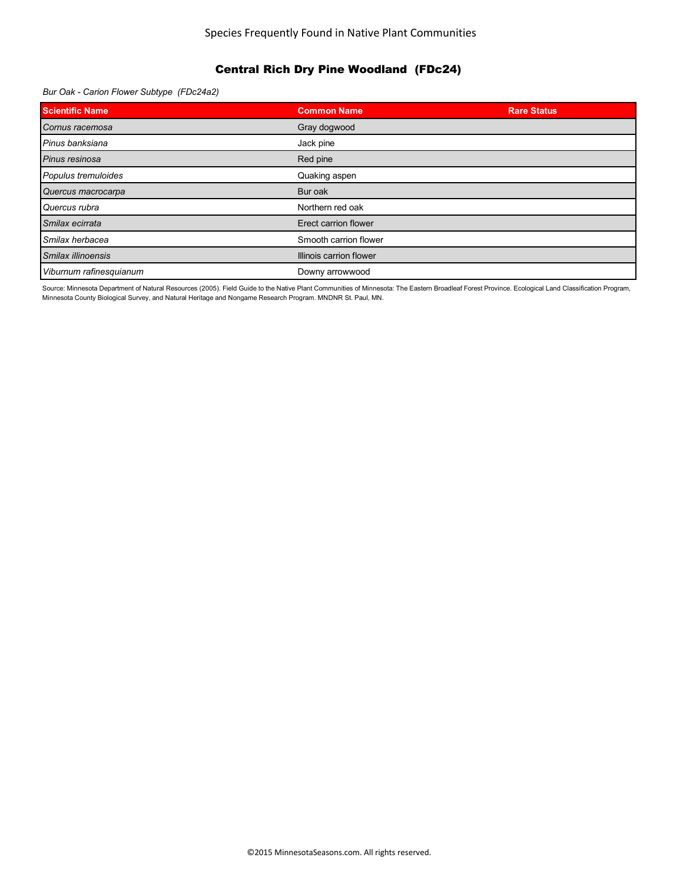Species Frequently Found in Native Plant Communities

# Central Rich Dry Pine Woodland (FDc24)

*Bur Oak - Carion Flower Subtype (FDc24a2)*

| Scientific Name | Common Name | Rare Status |
|---|---|---|
| *Cornus racemosa* | Gray dogwood | |
| *Pinus banksiana* | Jack pine | |
| *Pinus resinosa* | Red pine | |
| *Populus tremuloides* | Quaking aspen | |
| *Quercus macrocarpa* | Bur oak | |
| *Quercus rubra* | Northern red oak | |
| *Smilax ecirrata* | Erect carrion flower | |
| *Smilax herbacea* | Smooth carrion flower | |
| *Smilax illinoensis* | Illinois carrion flower | |
| *Viburnum rafinesquianum* | Downy arrowwood | |

Source: Minnesota Department of Natural Resources (2005). Field Guide to the Native Plant Communities of Minnesota: The Eastern Broadleaf Forest Province. Ecological Land Classification Program, Minnesota County Biological Survey, and Natural Heritage and Nongame Research Program. MNDNR St. Paul, MN.

©2015 MinnesotaSeasons.com. All rights reserved.